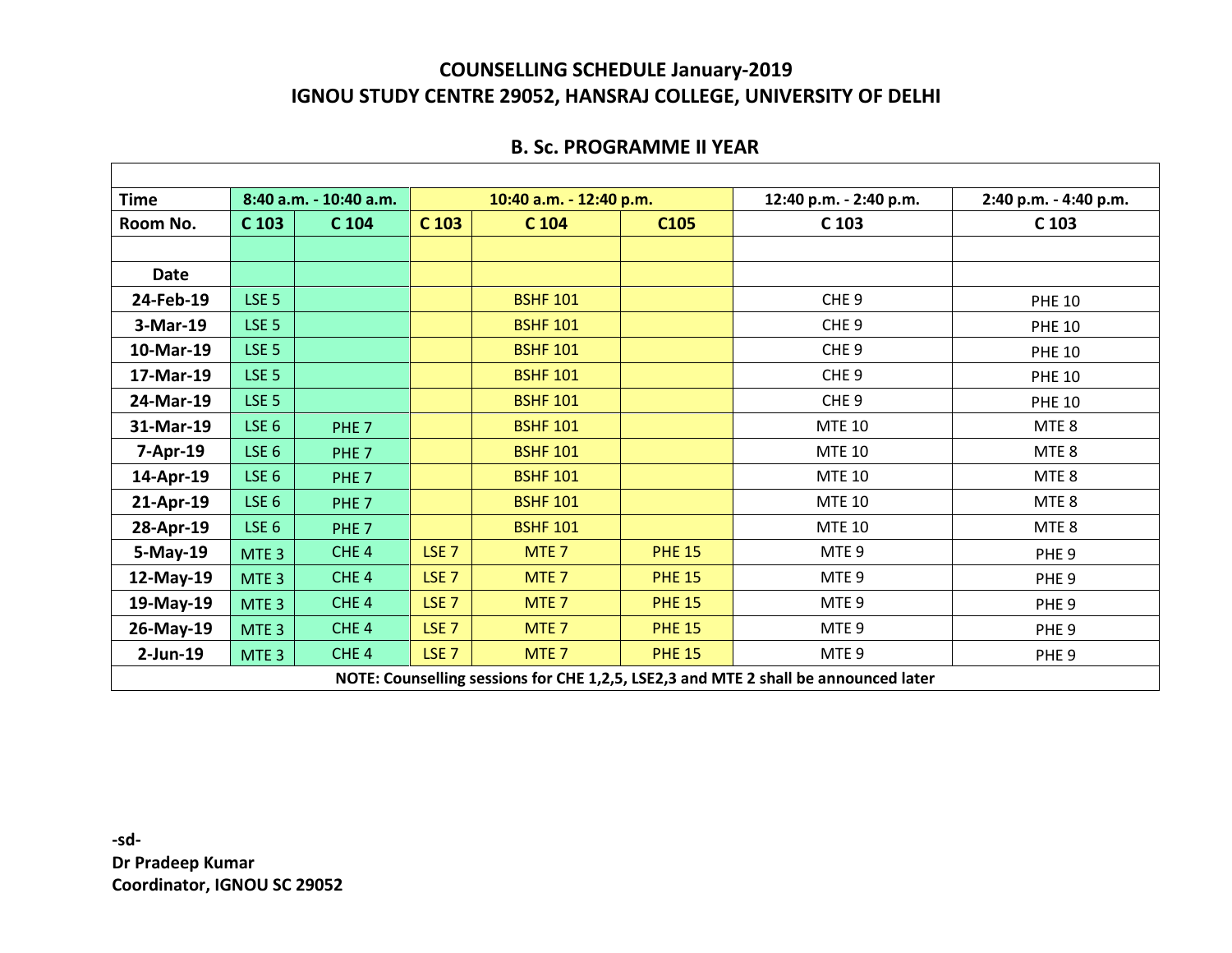## COUNSELLING SCHEDULE January-2019
## IGNOU STUDY CENTRE 29052, HANSRAJ COLLEGE, UNIVERSITY OF DELHI

### B. Sc. PROGRAMME II YEAR

| Time | 8:40 a.m. - 10:40 a.m. | | 10:40 a.m. - 12:40 p.m. | | | 12:40 p.m. - 2:40 p.m. | 2:40 p.m. - 4:40 p.m. |
|---|---|---|---|---|---|---|---|
| Room No. | C 103 | C 104 | C 103 | C 104 | C105 | C 103 | C 103 |
| | | | | | | | |
| Date | | | | | | | |
| 24-Feb-19 | LSE 5 | | | BSHF 101 | | CHE 9 | PHE 10 |
| 3-Mar-19 | LSE 5 | | | BSHF 101 | | CHE 9 | PHE 10 |
| 10-Mar-19 | LSE 5 | | | BSHF 101 | | CHE 9 | PHE 10 |
| 17-Mar-19 | LSE 5 | | | BSHF 101 | | CHE 9 | PHE 10 |
| 24-Mar-19 | LSE 5 | | | BSHF 101 | | CHE 9 | PHE 10 |
| 31-Mar-19 | LSE 6 | PHE 7 | | BSHF 101 | | MTE 10 | MTE 8 |
| 7-Apr-19 | LSE 6 | PHE 7 | | BSHF 101 | | MTE 10 | MTE 8 |
| 14-Apr-19 | LSE 6 | PHE 7 | | BSHF 101 | | MTE 10 | MTE 8 |
| 21-Apr-19 | LSE 6 | PHE 7 | | BSHF 101 | | MTE 10 | MTE 8 |
| 28-Apr-19 | LSE 6 | PHE 7 | | BSHF 101 | | MTE 10 | MTE 8 |
| 5-May-19 | MTE 3 | CHE 4 | LSE 7 | MTE 7 | PHE 15 | MTE 9 | PHE 9 |
| 12-May-19 | MTE 3 | CHE 4 | LSE 7 | MTE 7 | PHE 15 | MTE 9 | PHE 9 |
| 19-May-19 | MTE 3 | CHE 4 | LSE 7 | MTE 7 | PHE 15 | MTE 9 | PHE 9 |
| 26-May-19 | MTE 3 | CHE 4 | LSE 7 | MTE 7 | PHE 15 | MTE 9 | PHE 9 |
| 2-Jun-19 | MTE 3 | CHE 4 | LSE 7 | MTE 7 | PHE 15 | MTE 9 | PHE 9 |
| **NOTE: Counselling sessions for CHE 1,2,5, LSE2,3 and MTE 2 shall be announced later** | | | | | | | |

**-sd-**
**Dr Pradeep Kumar**
**Coordinator, IGNOU SC 29052**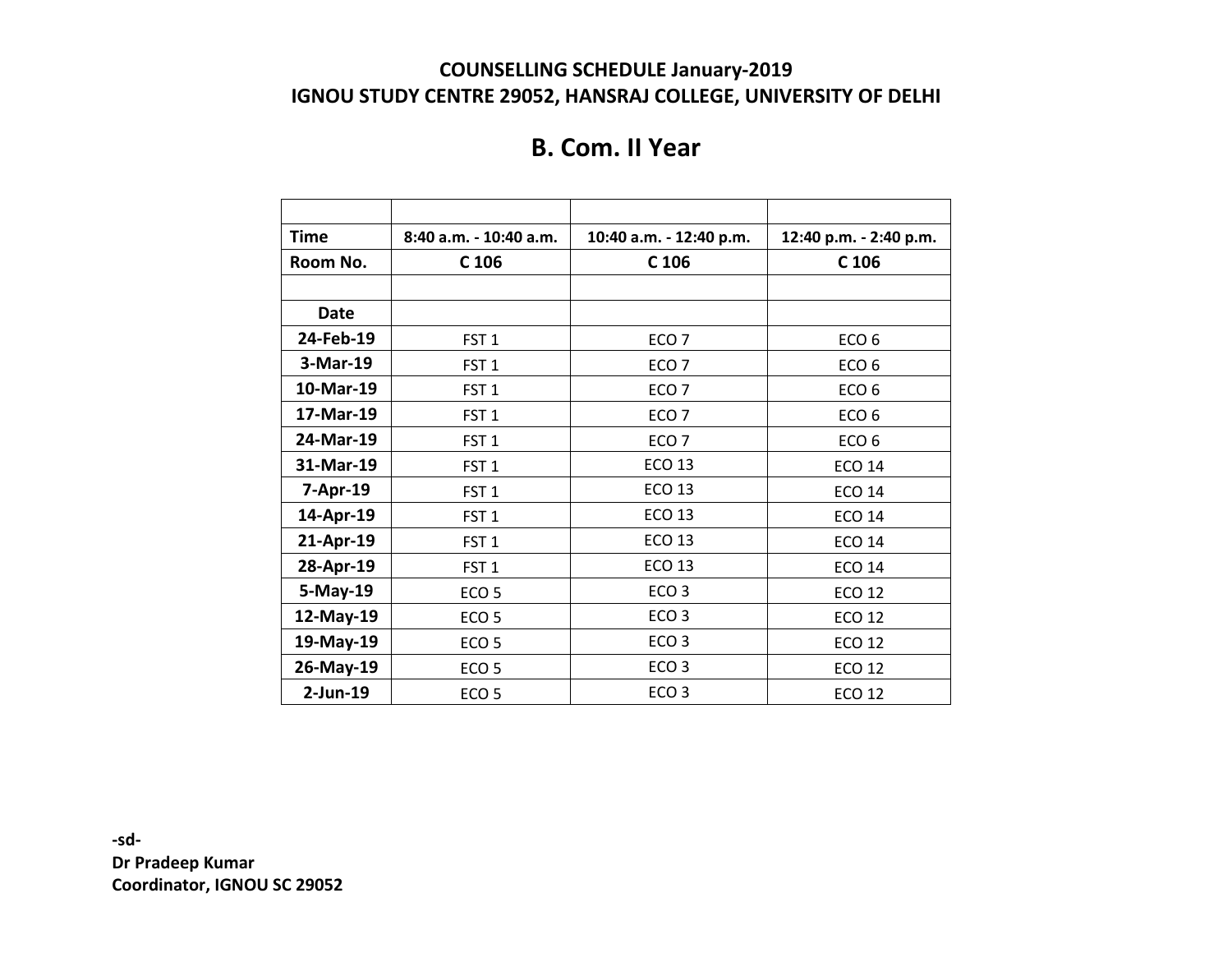**COUNSELLING SCHEDULE January-2019**
**IGNOU STUDY CENTRE 29052, HANSRAJ COLLEGE, UNIVERSITY OF DELHI**

# B. Com. II Year

| | | | |
|---|---|---|---|
| **Time** | **8:40 a.m. - 10:40 a.m.** | **10:40 a.m. - 12:40 p.m.** | **12:40 p.m. - 2:40 p.m.** |
| **Room No.** | **C 106** | **C 106** | **C 106** |
| | | | |
| **Date** | | | |
| **24-Feb-19** | FST 1 | ECO 7 | ECO 6 |
| **3-Mar-19** | FST 1 | ECO 7 | ECO 6 |
| **10-Mar-19** | FST 1 | ECO 7 | ECO 6 |
| **17-Mar-19** | FST 1 | ECO 7 | ECO 6 |
| **24-Mar-19** | FST 1 | ECO 7 | ECO 6 |
| **31-Mar-19** | FST 1 | ECO 13 | ECO 14 |
| **7-Apr-19** | FST 1 | ECO 13 | ECO 14 |
| **14-Apr-19** | FST 1 | ECO 13 | ECO 14 |
| **21-Apr-19** | FST 1 | ECO 13 | ECO 14 |
| **28-Apr-19** | FST 1 | ECO 13 | ECO 14 |
| **5-May-19** | ECO 5 | ECO 3 | ECO 12 |
| **12-May-19** | ECO 5 | ECO 3 | ECO 12 |
| **19-May-19** | ECO 5 | ECO 3 | ECO 12 |
| **26-May-19** | ECO 5 | ECO 3 | ECO 12 |
| **2-Jun-19** | ECO 5 | ECO 3 | ECO 12 |

**-sd-**
**Dr Pradeep Kumar**
**Coordinator, IGNOU SC 29052**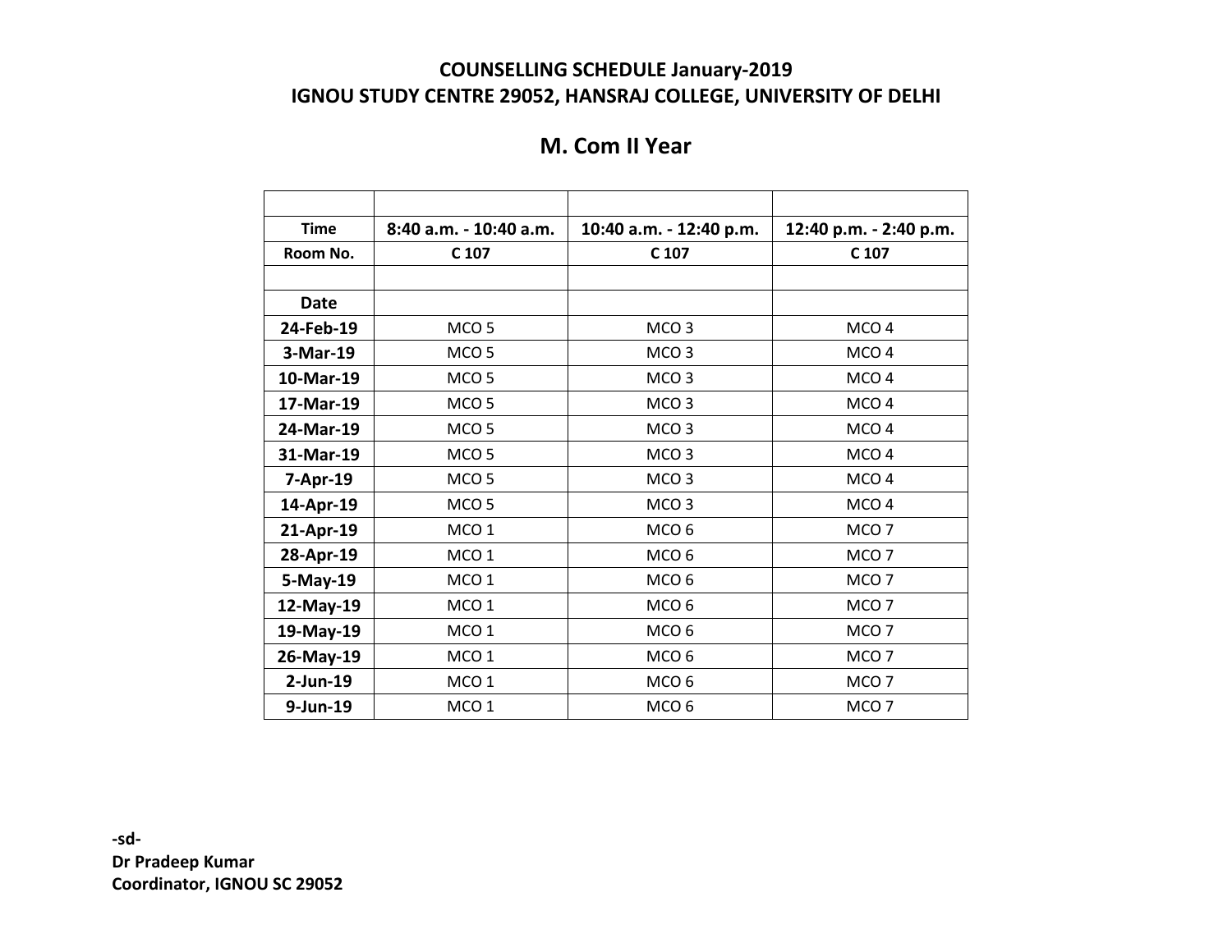**COUNSELLING SCHEDULE January-2019**

**IGNOU STUDY CENTRE 29052, HANSRAJ COLLEGE, UNIVERSITY OF DELHI**

## M. Com II Year

| | | | |
|---|---|---|---|
| **Time** | **8:40 a.m. - 10:40 a.m.** | **10:40 a.m. - 12:40 p.m.** | **12:40 p.m. - 2:40 p.m.** |
| **Room No.** | **C 107** | **C 107** | **C 107** |
| | | | |
| **Date** | | | |
| **24-Feb-19** | MCO 5 | MCO 3 | MCO 4 |
| **3-Mar-19** | MCO 5 | MCO 3 | MCO 4 |
| **10-Mar-19** | MCO 5 | MCO 3 | MCO 4 |
| **17-Mar-19** | MCO 5 | MCO 3 | MCO 4 |
| **24-Mar-19** | MCO 5 | MCO 3 | MCO 4 |
| **31-Mar-19** | MCO 5 | MCO 3 | MCO 4 |
| **7-Apr-19** | MCO 5 | MCO 3 | MCO 4 |
| **14-Apr-19** | MCO 5 | MCO 3 | MCO 4 |
| **21-Apr-19** | MCO 1 | MCO 6 | MCO 7 |
| **28-Apr-19** | MCO 1 | MCO 6 | MCO 7 |
| **5-May-19** | MCO 1 | MCO 6 | MCO 7 |
| **12-May-19** | MCO 1 | MCO 6 | MCO 7 |
| **19-May-19** | MCO 1 | MCO 6 | MCO 7 |
| **26-May-19** | MCO 1 | MCO 6 | MCO 7 |
| **2-Jun-19** | MCO 1 | MCO 6 | MCO 7 |
| **9-Jun-19** | MCO 1 | MCO 6 | MCO 7 |

**-sd-**
**Dr Pradeep Kumar**
**Coordinator, IGNOU SC 29052**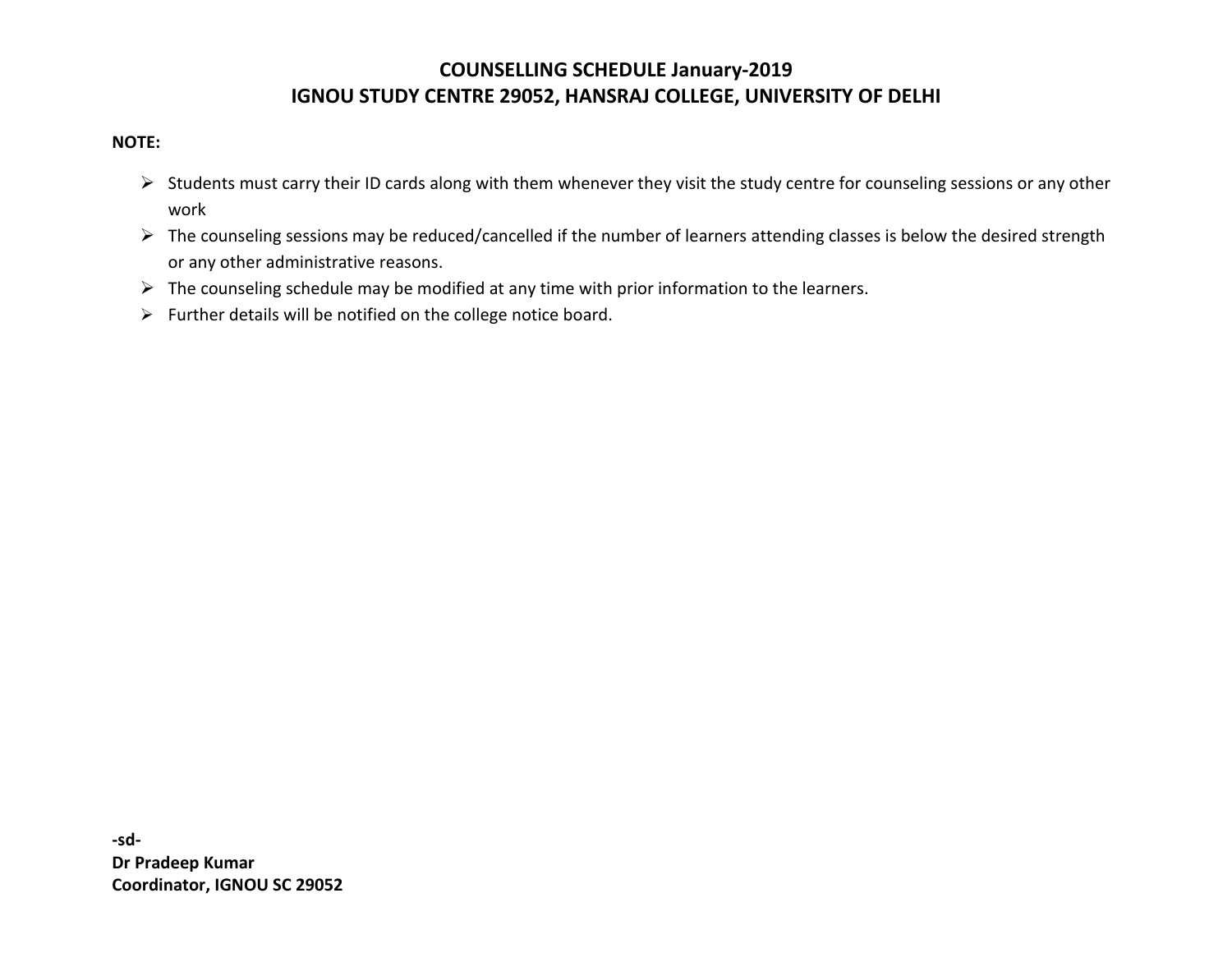# COUNSELLING SCHEDULE January-2019
## IGNOU STUDY CENTRE 29052, HANSRAJ COLLEGE, UNIVERSITY OF DELHI

**NOTE:**

- Students must carry their ID cards along with them whenever they visit the study centre for counseling sessions or any other work
- The counseling sessions may be reduced/cancelled if the number of learners attending classes is below the desired strength or any other administrative reasons.
- The counseling schedule may be modified at any time with prior information to the learners.
- Further details will be notified on the college notice board.

**-sd-**
**Dr Pradeep Kumar**
**Coordinator, IGNOU SC 29052**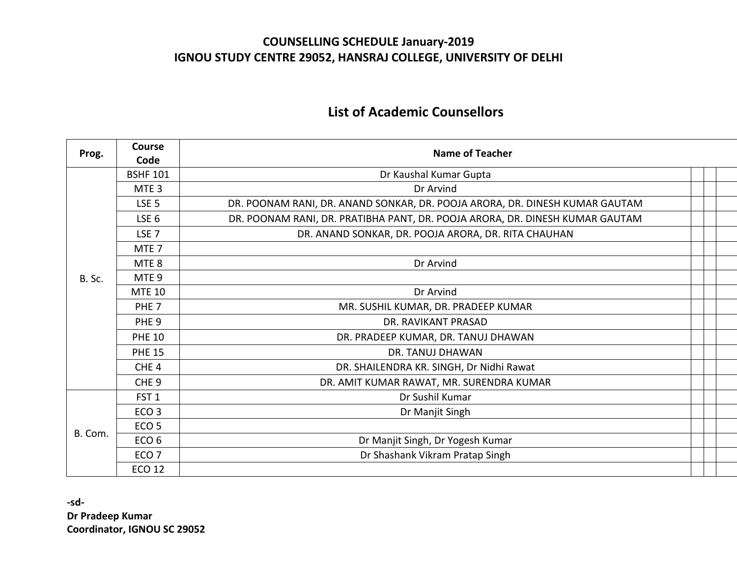**COUNSELLING SCHEDULE January-2019**
**IGNOU STUDY CENTRE 29052, HANSRAJ COLLEGE, UNIVERSITY OF DELHI**

## List of Academic Counsellors

| Prog. | Course Code | Name of Teacher |
|---|---|---|
| B. Sc. | BSHF 101 | Dr Kaushal Kumar Gupta |
| | MTE 3 | Dr Arvind |
| | LSE 5 | DR. POONAM RANI, DR. ANAND SONKAR, DR. POOJA ARORA, DR. DINESH KUMAR GAUTAM |
| | LSE 6 | DR. POONAM RANI, DR. PRATIBHA PANT, DR. POOJA ARORA, DR. DINESH KUMAR GAUTAM |
| | LSE 7 | DR. ANAND SONKAR, DR. POOJA ARORA, DR. RITA CHAUHAN |
| | MTE 7 | |
| | MTE 8 | Dr Arvind |
| | MTE 9 | |
| | MTE 10 | Dr Arvind |
| | PHE 7 | MR. SUSHIL KUMAR, DR. PRADEEP KUMAR |
| | PHE 9 | DR. RAVIKANT PRASAD |
| | PHE 10 | DR. PRADEEP KUMAR, DR. TANUJ DHAWAN |
| | PHE 15 | DR. TANUJ DHAWAN |
| | CHE 4 | DR. SHAILENDRA KR. SINGH, Dr Nidhi Rawat |
| | CHE 9 | DR. AMIT KUMAR RAWAT, MR. SURENDRA KUMAR |
| B. Com. | FST 1 | Dr Sushil Kumar |
| | ECO 3 | Dr Manjit Singh |
| | ECO 5 | |
| | ECO 6 | Dr Manjit Singh, Dr Yogesh Kumar |
| | ECO 7 | Dr Shashank Vikram Pratap Singh |
| | ECO 12 | |

**-sd-**
**Dr Pradeep Kumar**
**Coordinator, IGNOU SC 29052**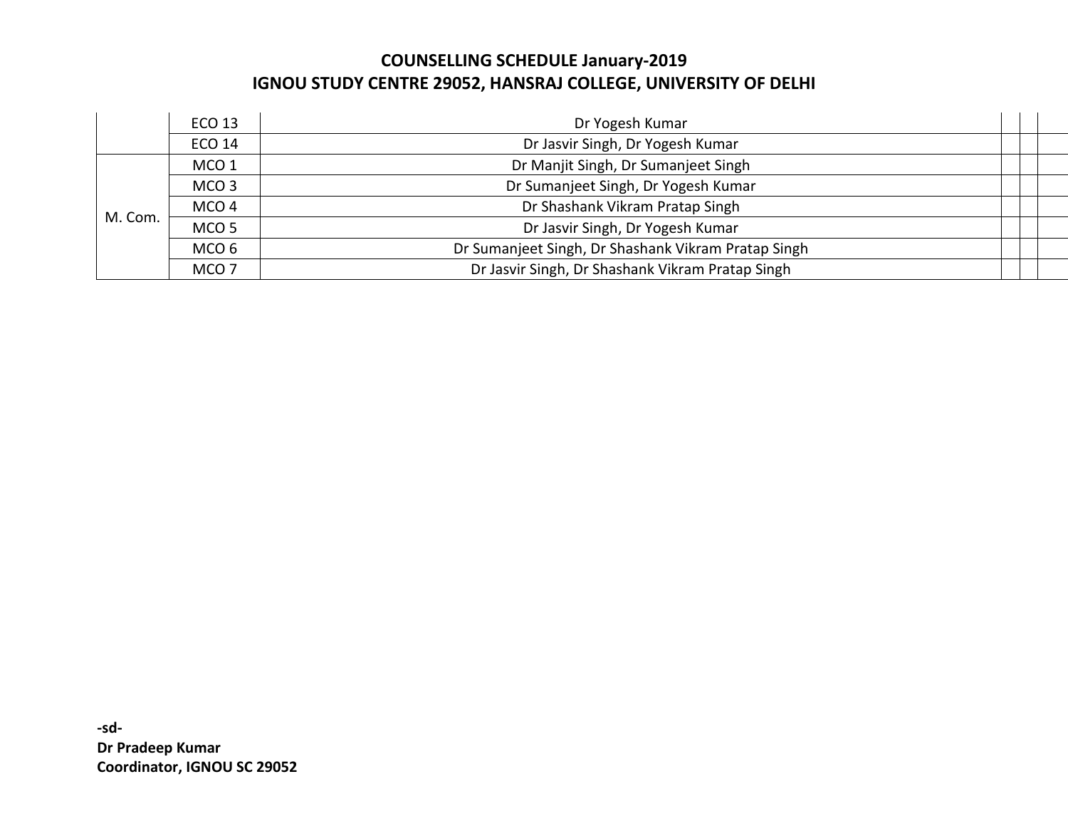**COUNSELLING SCHEDULE January-2019**
**IGNOU STUDY CENTRE 29052, HANSRAJ COLLEGE, UNIVERSITY OF DELHI**

| | | | | | |
|---|---|---|---|---|---|
| | ECO 13 | Dr Yogesh Kumar | | | |
| | ECO 14 | Dr Jasvir Singh, Dr Yogesh Kumar | | | |
| M. Com. | MCO 1 | Dr Manjit Singh, Dr Sumanjeet Singh | | | |
| | MCO 3 | Dr Sumanjeet Singh, Dr Yogesh Kumar | | | |
| | MCO 4 | Dr Shashank Vikram Pratap Singh | | | |
| | MCO 5 | Dr Jasvir Singh, Dr Yogesh Kumar | | | |
| | MCO 6 | Dr Sumanjeet Singh, Dr Shashank Vikram Pratap Singh | | | |
| | MCO 7 | Dr Jasvir Singh, Dr Shashank Vikram Pratap Singh | | | |

**-sd-**
**Dr Pradeep Kumar**
**Coordinator, IGNOU SC 29052**